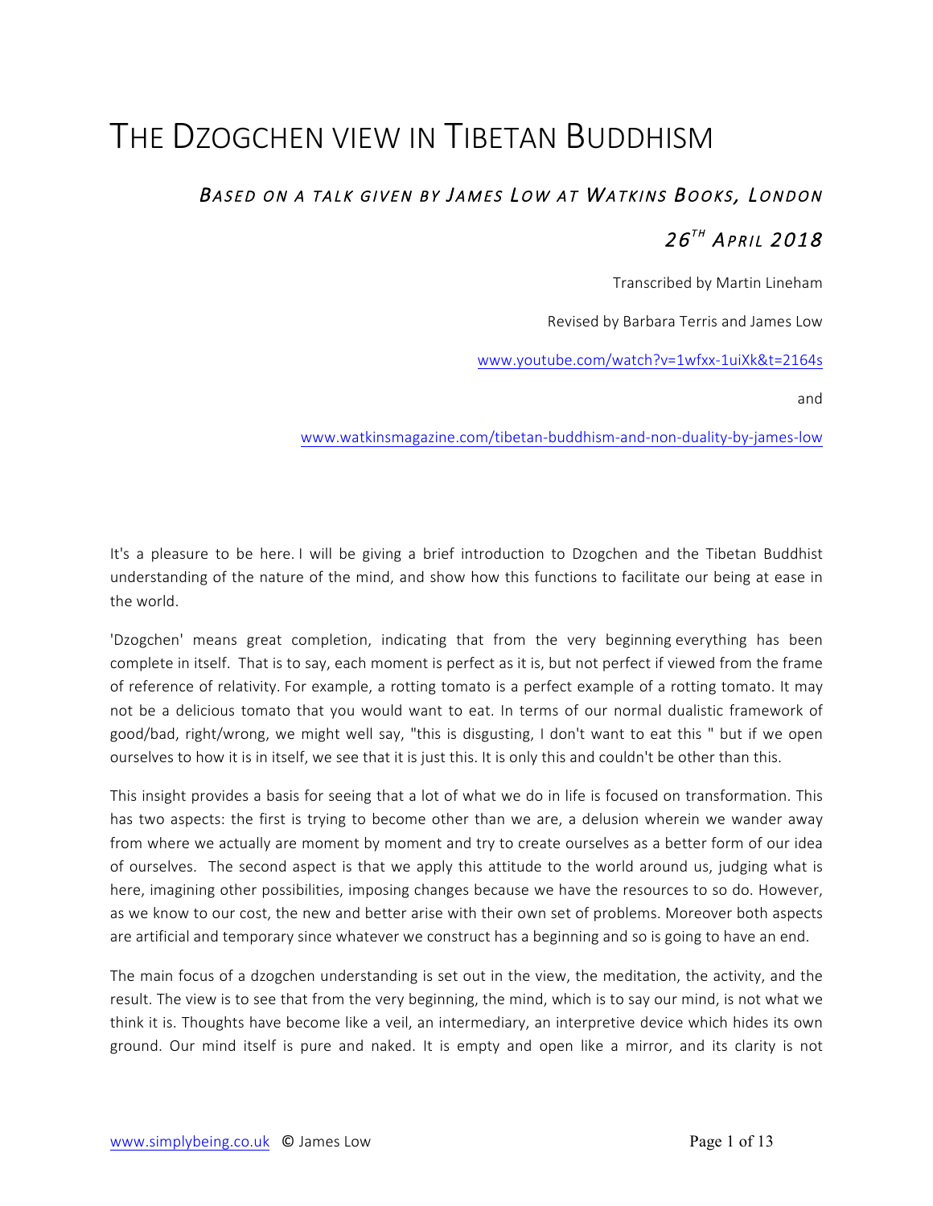# THE DZOGCHEN VIEW IN TIBETAN BUDDHISM

## *BASED ON A TALK GIVEN BY JAMES LOW AT WATKINS BOOKS, LONDON*

## *26TH APRIL 2018*

Transcribed by Martin Lineham

Revised by Barbara Terris and James Low

www.youtube.com/watch?v=1wfxx-1uiXk&t=2164s

and

www.watkinsmagazine.com/tibetan-buddhism-and-non-duality-by-james-low

It's a pleasure to be here. I will be giving a brief introduction to Dzogchen and the Tibetan Buddhist understanding of the nature of the mind, and show how this functions to facilitate our being at ease in the world.

'Dzogchen' means great completion, indicating that from the very beginning everything has been complete in itself. That is to say, each moment is perfect as it is, but not perfect if viewed from the frame of reference of relativity. For example, a rotting tomato is a perfect example of a rotting tomato. It may not be a delicious tomato that you would want to eat. In terms of our normal dualistic framework of good/bad, right/wrong, we might well say, "this is disgusting, I don't want to eat this " but if we open ourselves to how it is in itself, we see that it is just this. It is only this and couldn't be other than this.

This insight provides a basis for seeing that a lot of what we do in life is focused on transformation. This has two aspects: the first is trying to become other than we are, a delusion wherein we wander away from where we actually are moment by moment and try to create ourselves as a better form of our idea of ourselves. The second aspect is that we apply this attitude to the world around us, judging what is here, imagining other possibilities, imposing changes because we have the resources to so do. However, as we know to our cost, the new and better arise with their own set of problems. Moreover both aspects are artificial and temporary since whatever we construct has a beginning and so is going to have an end.

The main focus of a dzogchen understanding is set out in the view, the meditation, the activity, and the result. The view is to see that from the very beginning, the mind, which is to say our mind, is not what we think it is. Thoughts have become like a veil, an intermediary, an interpretive device which hides its own ground. Our mind itself is pure and naked. It is empty and open like a mirror, and its clarity is not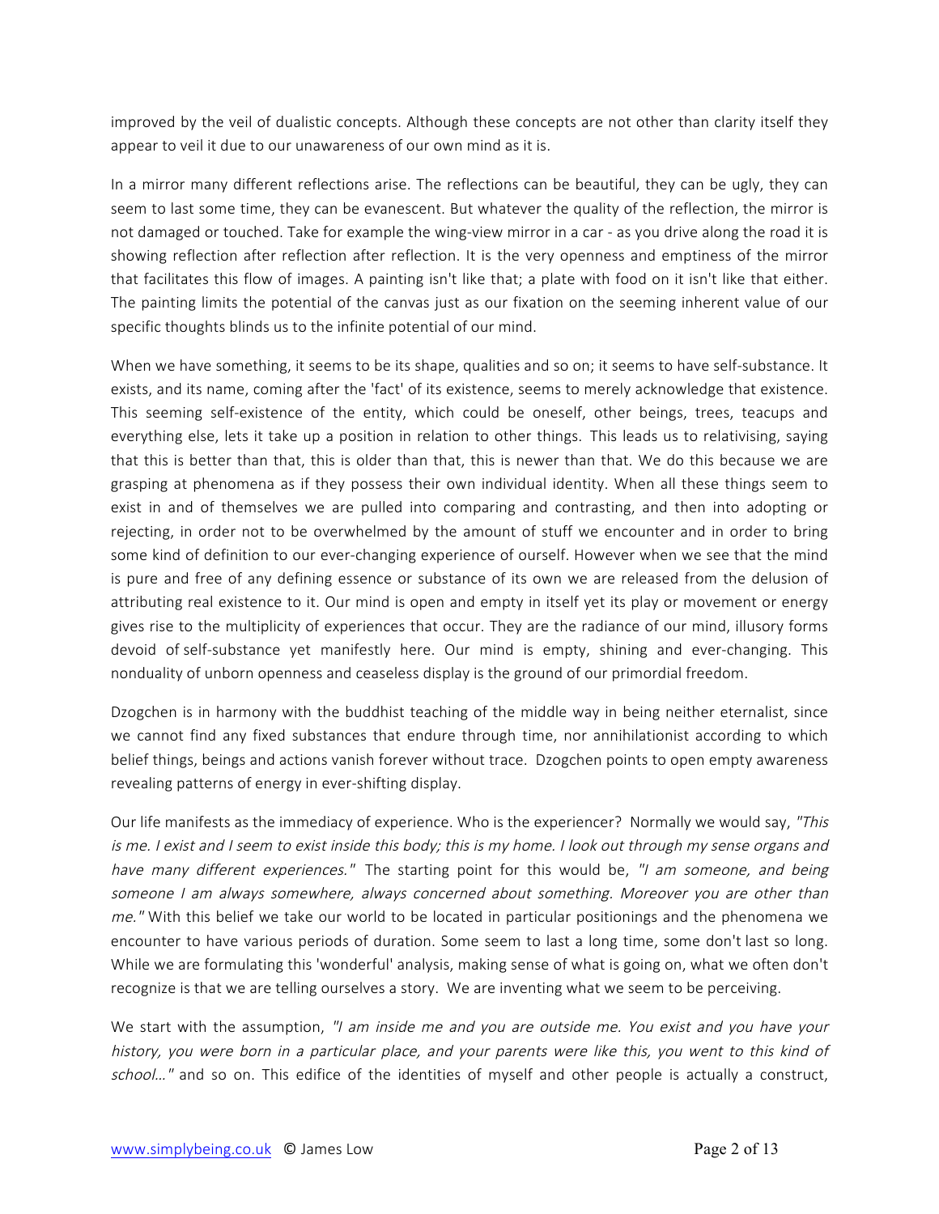improved by the veil of dualistic concepts. Although these concepts are not other than clarity itself they appear to veil it due to our unawareness of our own mind as it is.

In a mirror many different reflections arise. The reflections can be beautiful, they can be ugly, they can seem to last some time, they can be evanescent. But whatever the quality of the reflection, the mirror is not damaged or touched. Take for example the wing-view mirror in a car - as you drive along the road it is showing reflection after reflection after reflection. It is the very openness and emptiness of the mirror that facilitates this flow of images. A painting isn't like that; a plate with food on it isn't like that either. The painting limits the potential of the canvas just as our fixation on the seeming inherent value of our specific thoughts blinds us to the infinite potential of our mind.

When we have something, it seems to be its shape, qualities and so on; it seems to have self-substance. It exists, and its name, coming after the 'fact' of its existence, seems to merely acknowledge that existence. This seeming self-existence of the entity, which could be oneself, other beings, trees, teacups and everything else, lets it take up a position in relation to other things. This leads us to relativising, saying that this is better than that, this is older than that, this is newer than that. We do this because we are grasping at phenomena as if they possess their own individual identity. When all these things seem to exist in and of themselves we are pulled into comparing and contrasting, and then into adopting or rejecting, in order not to be overwhelmed by the amount of stuff we encounter and in order to bring some kind of definition to our ever-changing experience of ourself. However when we see that the mind is pure and free of any defining essence or substance of its own we are released from the delusion of attributing real existence to it. Our mind is open and empty in itself yet its play or movement or energy gives rise to the multiplicity of experiences that occur. They are the radiance of our mind, illusory forms devoid of self-substance yet manifestly here. Our mind is empty, shining and ever-changing. This nonduality of unborn openness and ceaseless display is the ground of our primordial freedom.

Dzogchen is in harmony with the buddhist teaching of the middle way in being neither eternalist, since we cannot find any fixed substances that endure through time, nor annihilationist according to which belief things, beings and actions vanish forever without trace. Dzogchen points to open empty awareness revealing patterns of energy in ever-shifting display.

Our life manifests as the immediacy of experience. Who is the experiencer? Normally we would say, *"This is me. I exist and I seem to exist inside this body; this is my home. I look out through my sense organs and have many different experiences."* The starting point for this would be, *"I am someone, and being someone I am always somewhere, always concerned about something. Moreover you are other than me."* With this belief we take our world to be located in particular positionings and the phenomena we encounter to have various periods of duration. Some seem to last a long time, some don't last so long. While we are formulating this 'wonderful' analysis, making sense of what is going on, what we often don't recognize is that we are telling ourselves a story. We are inventing what we seem to be perceiving.

We start with the assumption, *"I am inside me and you are outside me. You exist and you have your history, you were born in a particular place, and your parents were like this, you went to this kind of school..."* and so on. This edifice of the identities of myself and other people is actually a construct,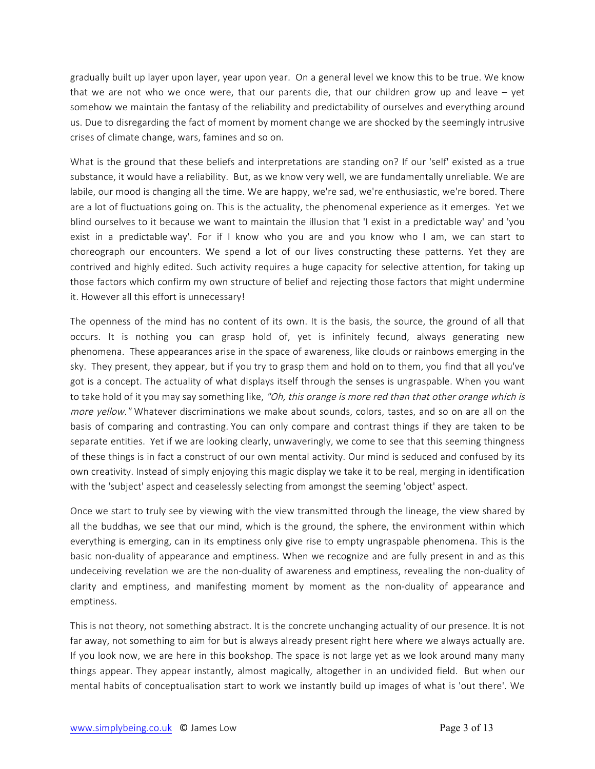gradually built up layer upon layer, year upon year. On a general level we know this to be true. We know that we are not who we once were, that our parents die, that our children grow up and leave – yet somehow we maintain the fantasy of the reliability and predictability of ourselves and everything around us. Due to disregarding the fact of moment by moment change we are shocked by the seemingly intrusive crises of climate change, wars, famines and so on.

What is the ground that these beliefs and interpretations are standing on? If our 'self' existed as a true substance, it would have a reliability. But, as we know very well, we are fundamentally unreliable. We are labile, our mood is changing all the time. We are happy, we're sad, we're enthusiastic, we're bored. There are a lot of fluctuations going on. This is the actuality, the phenomenal experience as it emerges. Yet we blind ourselves to it because we want to maintain the illusion that 'I exist in a predictable way' and 'you exist in a predictable way'. For if I know who you are and you know who I am, we can start to choreograph our encounters. We spend a lot of our lives constructing these patterns. Yet they are contrived and highly edited. Such activity requires a huge capacity for selective attention, for taking up those factors which confirm my own structure of belief and rejecting those factors that might undermine it. However all this effort is unnecessary!

The openness of the mind has no content of its own. It is the basis, the source, the ground of all that occurs. It is nothing you can grasp hold of, yet is infinitely fecund, always generating new phenomena. These appearances arise in the space of awareness, like clouds or rainbows emerging in the sky. They present, they appear, but if you try to grasp them and hold on to them, you find that all you've got is a concept. The actuality of what displays itself through the senses is ungraspable. When you want to take hold of it you may say something like, *"Oh, this orange is more red than that other orange which is more yellow."* Whatever discriminations we make about sounds, colors, tastes, and so on are all on the basis of comparing and contrasting. You can only compare and contrast things if they are taken to be separate entities. Yet if we are looking clearly, unwaveringly, we come to see that this seeming thingness of these things is in fact a construct of our own mental activity. Our mind is seduced and confused by its own creativity. Instead of simply enjoying this magic display we take it to be real, merging in identification with the 'subject' aspect and ceaselessly selecting from amongst the seeming 'object' aspect.

Once we start to truly see by viewing with the view transmitted through the lineage, the view shared by all the buddhas, we see that our mind, which is the ground, the sphere, the environment within which everything is emerging, can in its emptiness only give rise to empty ungraspable phenomena. This is the basic non-duality of appearance and emptiness. When we recognize and are fully present in and as this undeceiving revelation we are the non-duality of awareness and emptiness, revealing the non-duality of clarity and emptiness, and manifesting moment by moment as the non-duality of appearance and emptiness.

This is not theory, not something abstract. It is the concrete unchanging actuality of our presence. It is not far away, not something to aim for but is always already present right here where we always actually are. If you look now, we are here in this bookshop. The space is not large yet as we look around many many things appear. They appear instantly, almost magically, altogether in an undivided field. But when our mental habits of conceptualisation start to work we instantly build up images of what is 'out there'. We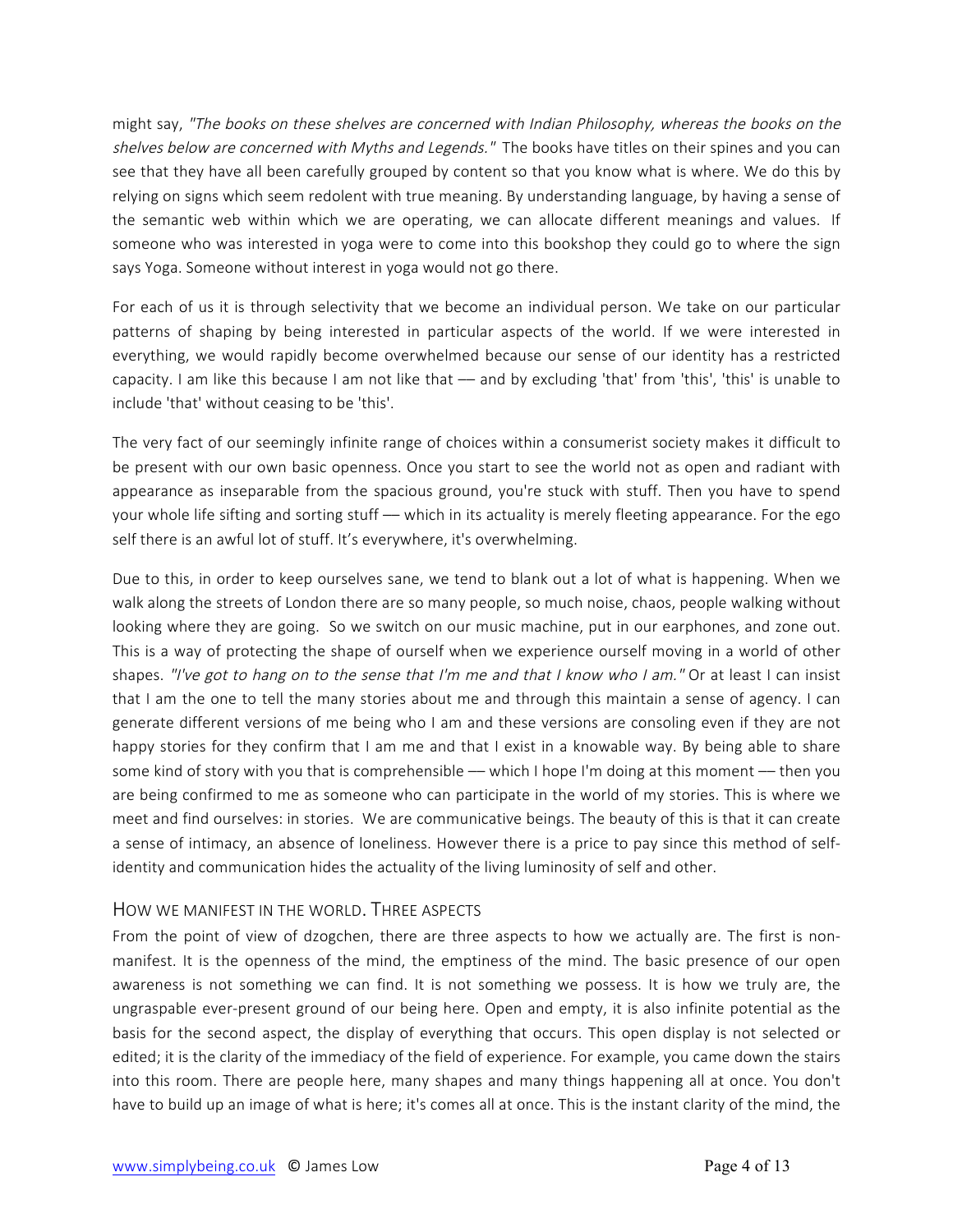might say, *"The books on these shelves are concerned with Indian Philosophy, whereas the books on the shelves below are concerned with Myths and Legends."* The books have titles on their spines and you can see that they have all been carefully grouped by content so that you know what is where. We do this by relying on signs which seem redolent with true meaning. By understanding language, by having a sense of the semantic web within which we are operating, we can allocate different meanings and values. If someone who was interested in yoga were to come into this bookshop they could go to where the sign says Yoga. Someone without interest in yoga would not go there.

For each of us it is through selectivity that we become an individual person. We take on our particular patterns of shaping by being interested in particular aspects of the world. If we were interested in everything, we would rapidly become overwhelmed because our sense of our identity has a restricted capacity. I am like this because I am not like that –– and by excluding 'that' from 'this', 'this' is unable to include 'that' without ceasing to be 'this'.

The very fact of our seemingly infinite range of choices within a consumerist society makes it difficult to be present with our own basic openness. Once you start to see the world not as open and radiant with appearance as inseparable from the spacious ground, you're stuck with stuff. Then you have to spend your whole life sifting and sorting stuff –– which in its actuality is merely fleeting appearance. For the ego self there is an awful lot of stuff. It's everywhere, it's overwhelming.

Due to this, in order to keep ourselves sane, we tend to blank out a lot of what is happening. When we walk along the streets of London there are so many people, so much noise, chaos, people walking without looking where they are going. So we switch on our music machine, put in our earphones, and zone out. This is a way of protecting the shape of ourself when we experience ourself moving in a world of other shapes. *"I've got to hang on to the sense that I'm me and that I know who I am."* Or at least I can insist that I am the one to tell the many stories about me and through this maintain a sense of agency. I can generate different versions of me being who I am and these versions are consoling even if they are not happy stories for they confirm that I am me and that I exist in a knowable way. By being able to share some kind of story with you that is comprehensible –– which I hope I'm doing at this moment –– then you are being confirmed to me as someone who can participate in the world of my stories. This is where we meet and find ourselves: in stories. We are communicative beings. The beauty of this is that it can create a sense of intimacy, an absence of loneliness. However there is a price to pay since this method of self-identity and communication hides the actuality of the living luminosity of self and other.

## How we manifest in the world. Three aspects

From the point of view of dzogchen, there are three aspects to how we actually are. The first is non-manifest. It is the openness of the mind, the emptiness of the mind. The basic presence of our open awareness is not something we can find. It is not something we possess. It is how we truly are, the ungraspable ever-present ground of our being here. Open and empty, it is also infinite potential as the basis for the second aspect, the display of everything that occurs. This open display is not selected or edited; it is the clarity of the immediacy of the field of experience. For example, you came down the stairs into this room. There are people here, many shapes and many things happening all at once. You don't have to build up an image of what is here; it's comes all at once. This is the instant clarity of the mind, the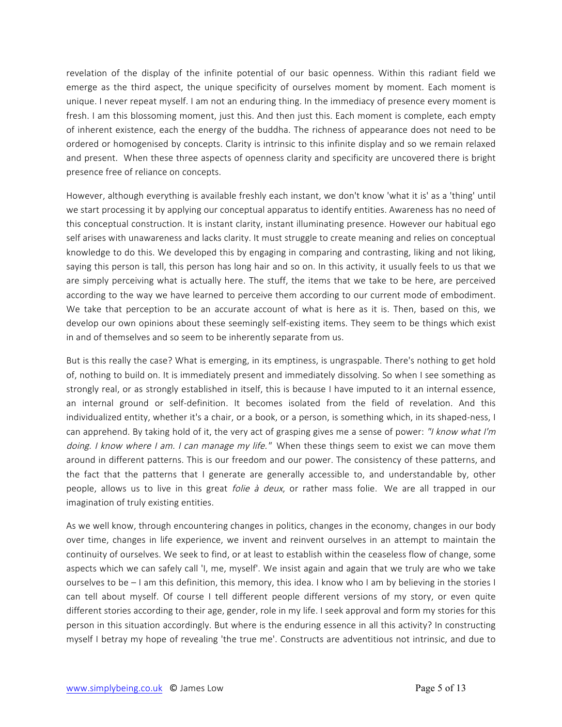revelation of the display of the infinite potential of our basic openness. Within this radiant field we emerge as the third aspect, the unique specificity of ourselves moment by moment. Each moment is unique. I never repeat myself. I am not an enduring thing. In the immediacy of presence every moment is fresh. I am this blossoming moment, just this. And then just this. Each moment is complete, each empty of inherent existence, each the energy of the buddha. The richness of appearance does not need to be ordered or homogenised by concepts. Clarity is intrinsic to this infinite display and so we remain relaxed and present. When these three aspects of openness clarity and specificity are uncovered there is bright presence free of reliance on concepts.

However, although everything is available freshly each instant, we don't know 'what it is' as a 'thing' until we start processing it by applying our conceptual apparatus to identify entities. Awareness has no need of this conceptual construction. It is instant clarity, instant illuminating presence. However our habitual ego self arises with unawareness and lacks clarity. It must struggle to create meaning and relies on conceptual knowledge to do this. We developed this by engaging in comparing and contrasting, liking and not liking, saying this person is tall, this person has long hair and so on. In this activity, it usually feels to us that we are simply perceiving what is actually here. The stuff, the items that we take to be here, are perceived according to the way we have learned to perceive them according to our current mode of embodiment. We take that perception to be an accurate account of what is here as it is. Then, based on this, we develop our own opinions about these seemingly self-existing items. They seem to be things which exist in and of themselves and so seem to be inherently separate from us.

But is this really the case? What is emerging, in its emptiness, is ungraspable. There's nothing to get hold of, nothing to build on. It is immediately present and immediately dissolving. So when I see something as strongly real, or as strongly established in itself, this is because I have imputed to it an internal essence, an internal ground or self-definition. It becomes isolated from the field of revelation. And this individualized entity, whether it's a chair, or a book, or a person, is something which, in its shaped-ness, I can apprehend. By taking hold of it, the very act of grasping gives me a sense of power: *"I know what I'm doing. I know where I am. I can manage my life."* When these things seem to exist we can move them around in different patterns. This is our freedom and our power. The consistency of these patterns, and the fact that the patterns that I generate are generally accessible to, and understandable by, other people, allows us to live in this great *folie à deux*, or rather mass folie. We are all trapped in our imagination of truly existing entities.

As we well know, through encountering changes in politics, changes in the economy, changes in our body over time, changes in life experience, we invent and reinvent ourselves in an attempt to maintain the continuity of ourselves. We seek to find, or at least to establish within the ceaseless flow of change, some aspects which we can safely call 'I, me, myself'. We insist again and again that we truly are who we take ourselves to be – I am this definition, this memory, this idea. I know who I am by believing in the stories I can tell about myself. Of course I tell different people different versions of my story, or even quite different stories according to their age, gender, role in my life. I seek approval and form my stories for this person in this situation accordingly. But where is the enduring essence in all this activity? In constructing myself I betray my hope of revealing 'the true me'. Constructs are adventitious not intrinsic, and due to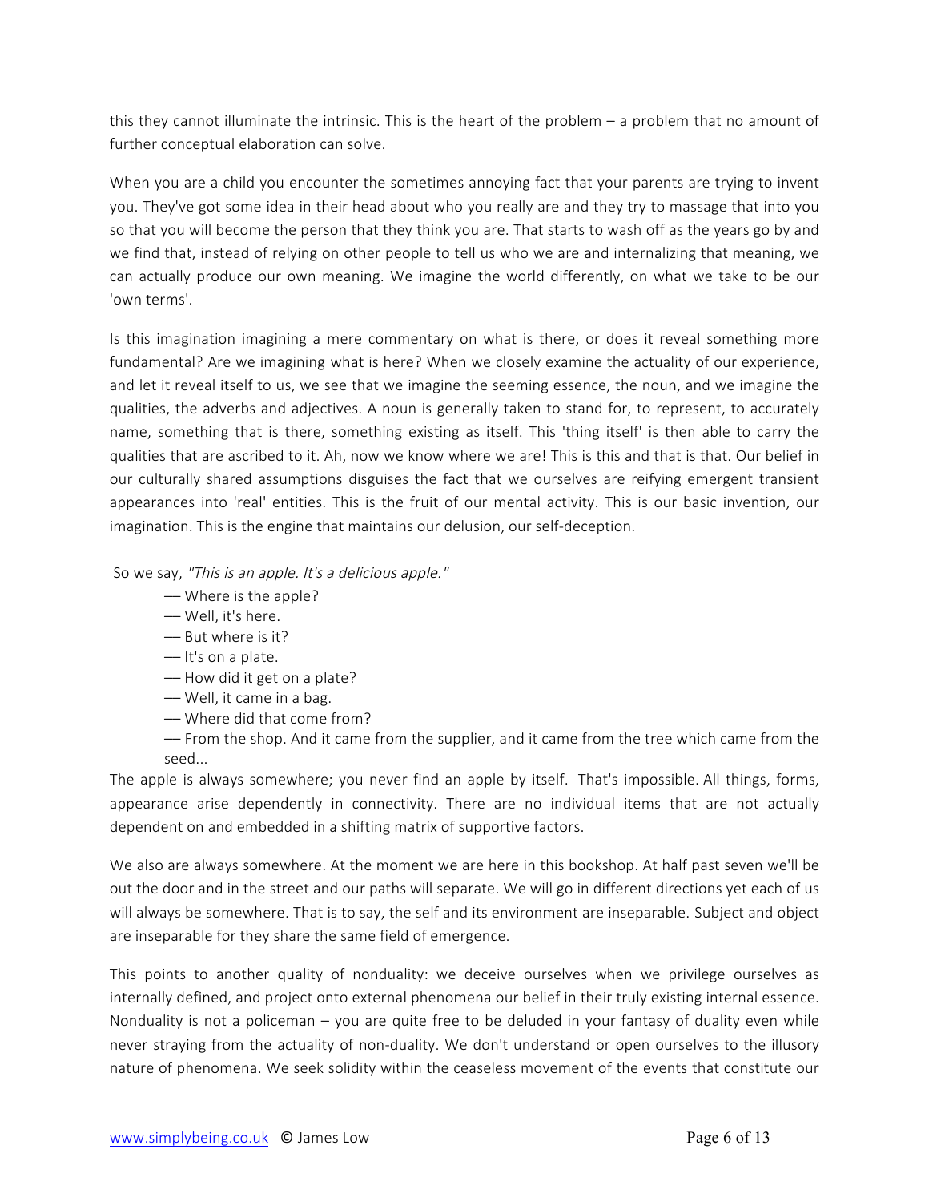this they cannot illuminate the intrinsic. This is the heart of the problem – a problem that no amount of further conceptual elaboration can solve.

When you are a child you encounter the sometimes annoying fact that your parents are trying to invent you. They've got some idea in their head about who you really are and they try to massage that into you so that you will become the person that they think you are. That starts to wash off as the years go by and we find that, instead of relying on other people to tell us who we are and internalizing that meaning, we can actually produce our own meaning. We imagine the world differently, on what we take to be our 'own terms'.

Is this imagination imagining a mere commentary on what is there, or does it reveal something more fundamental? Are we imagining what is here? When we closely examine the actuality of our experience, and let it reveal itself to us, we see that we imagine the seeming essence, the noun, and we imagine the qualities, the adverbs and adjectives. A noun is generally taken to stand for, to represent, to accurately name, something that is there, something existing as itself. This 'thing itself' is then able to carry the qualities that are ascribed to it. Ah, now we know where we are! This is this and that is that. Our belief in our culturally shared assumptions disguises the fact that we ourselves are reifying emergent transient appearances into 'real' entities. This is the fruit of our mental activity. This is our basic invention, our imagination. This is the engine that maintains our delusion, our self-deception.

So we say, *"This is an apple. It's a delicious apple."*

— Where is the apple?
— Well, it's here.
— But where is it?
— It's on a plate.
— How did it get on a plate?
— Well, it came in a bag.
— Where did that come from?
— From the shop. And it came from the supplier, and it came from the tree which came from the seed...

The apple is always somewhere; you never find an apple by itself. That's impossible. All things, forms, appearance arise dependently in connectivity. There are no individual items that are not actually dependent on and embedded in a shifting matrix of supportive factors.

We also are always somewhere. At the moment we are here in this bookshop. At half past seven we'll be out the door and in the street and our paths will separate. We will go in different directions yet each of us will always be somewhere. That is to say, the self and its environment are inseparable. Subject and object are inseparable for they share the same field of emergence.

This points to another quality of nonduality: we deceive ourselves when we privilege ourselves as internally defined, and project onto external phenomena our belief in their truly existing internal essence. Nonduality is not a policeman – you are quite free to be deluded in your fantasy of duality even while never straying from the actuality of non-duality. We don't understand or open ourselves to the illusory nature of phenomena. We seek solidity within the ceaseless movement of the events that constitute our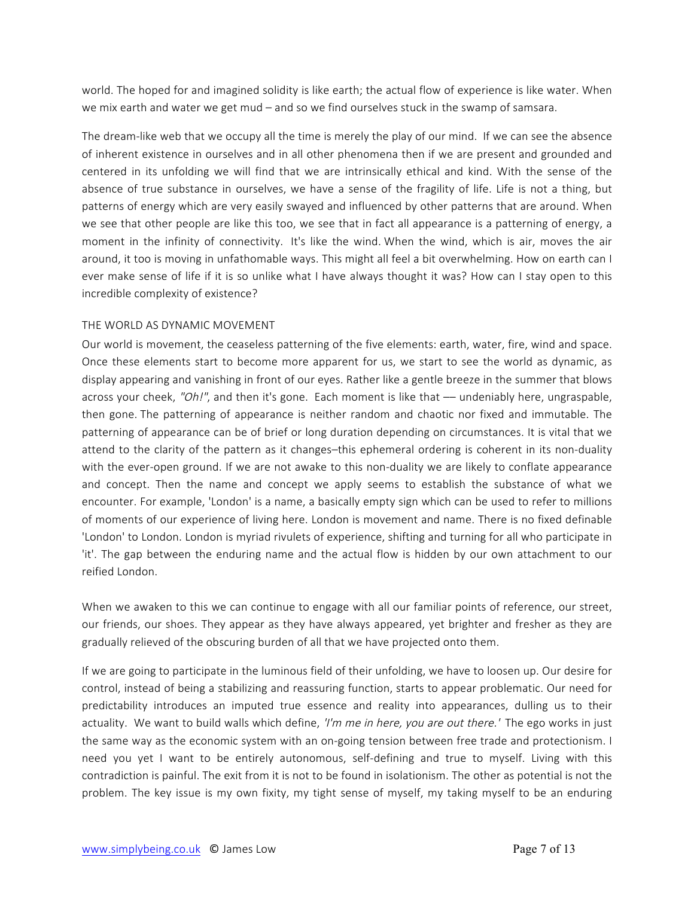world. The hoped for and imagined solidity is like earth; the actual flow of experience is like water. When we mix earth and water we get mud – and so we find ourselves stuck in the swamp of samsara.

The dream-like web that we occupy all the time is merely the play of our mind. If we can see the absence of inherent existence in ourselves and in all other phenomena then if we are present and grounded and centered in its unfolding we will find that we are intrinsically ethical and kind. With the sense of the absence of true substance in ourselves, we have a sense of the fragility of life. Life is not a thing, but patterns of energy which are very easily swayed and influenced by other patterns that are around. When we see that other people are like this too, we see that in fact all appearance is a patterning of energy, a moment in the infinity of connectivity. It's like the wind. When the wind, which is air, moves the air around, it too is moving in unfathomable ways. This might all feel a bit overwhelming. How on earth can I ever make sense of life if it is so unlike what I have always thought it was? How can I stay open to this incredible complexity of existence?

## THE WORLD AS DYNAMIC MOVEMENT

Our world is movement, the ceaseless patterning of the five elements: earth, water, fire, wind and space. Once these elements start to become more apparent for us, we start to see the world as dynamic, as display appearing and vanishing in front of our eyes. Rather like a gentle breeze in the summer that blows across your cheek, *"Oh!"*, and then it's gone. Each moment is like that — undeniably here, ungraspable, then gone. The patterning of appearance is neither random and chaotic nor fixed and immutable. The patterning of appearance can be of brief or long duration depending on circumstances. It is vital that we attend to the clarity of the pattern as it changes–this ephemeral ordering is coherent in its non-duality with the ever-open ground. If we are not awake to this non-duality we are likely to conflate appearance and concept. Then the name and concept we apply seems to establish the substance of what we encounter. For example, 'London' is a name, a basically empty sign which can be used to refer to millions of moments of our experience of living here. London is movement and name. There is no fixed definable 'London' to London. London is myriad rivulets of experience, shifting and turning for all who participate in 'it'. The gap between the enduring name and the actual flow is hidden by our own attachment to our reified London.

When we awaken to this we can continue to engage with all our familiar points of reference, our street, our friends, our shoes. They appear as they have always appeared, yet brighter and fresher as they are gradually relieved of the obscuring burden of all that we have projected onto them.

If we are going to participate in the luminous field of their unfolding, we have to loosen up. Our desire for control, instead of being a stabilizing and reassuring function, starts to appear problematic. Our need for predictability introduces an imputed true essence and reality into appearances, dulling us to their actuality. We want to build walls which define, *'I'm me in here, you are out there.'* The ego works in just the same way as the economic system with an on-going tension between free trade and protectionism. I need you yet I want to be entirely autonomous, self-defining and true to myself. Living with this contradiction is painful. The exit from it is not to be found in isolationism. The other as potential is not the problem. The key issue is my own fixity, my tight sense of myself, my taking myself to be an enduring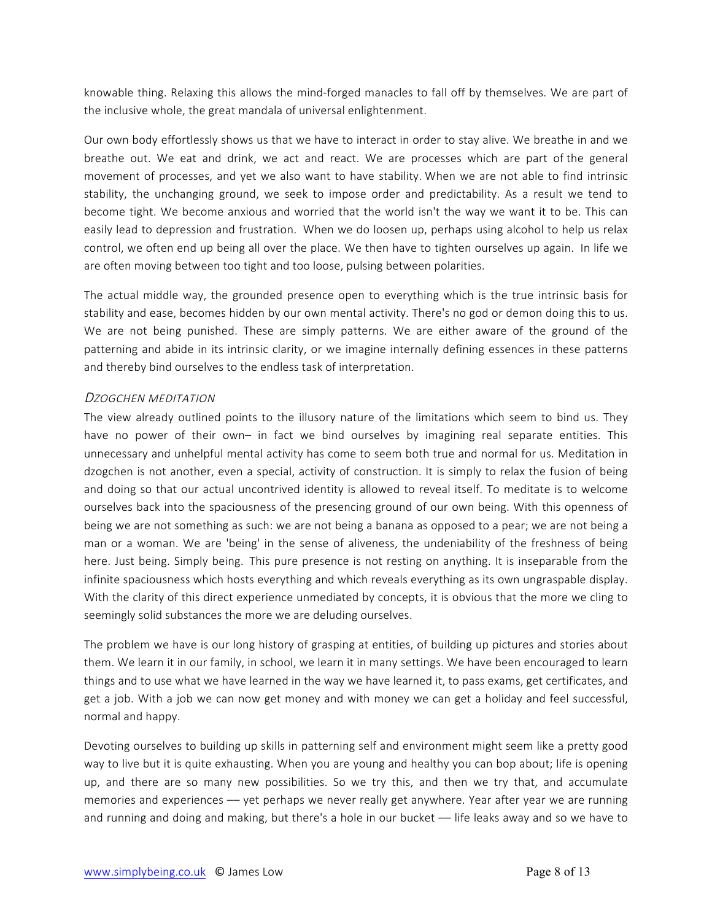knowable thing. Relaxing this allows the mind-forged manacles to fall off by themselves. We are part of the inclusive whole, the great mandala of universal enlightenment.

Our own body effortlessly shows us that we have to interact in order to stay alive. We breathe in and we breathe out. We eat and drink, we act and react. We are processes which are part of the general movement of processes, and yet we also want to have stability. When we are not able to find intrinsic stability, the unchanging ground, we seek to impose order and predictability. As a result we tend to become tight. We become anxious and worried that the world isn't the way we want it to be. This can easily lead to depression and frustration. When we do loosen up, perhaps using alcohol to help us relax control, we often end up being all over the place. We then have to tighten ourselves up again. In life we are often moving between too tight and too loose, pulsing between polarities.

The actual middle way, the grounded presence open to everything which is the true intrinsic basis for stability and ease, becomes hidden by our own mental activity. There's no god or demon doing this to us. We are not being punished. These are simply patterns. We are either aware of the ground of the patterning and abide in its intrinsic clarity, or we imagine internally defining essences in these patterns and thereby bind ourselves to the endless task of interpretation.

### *Dzogchen meditation*

The view already outlined points to the illusory nature of the limitations which seem to bind us. They have no power of their own– in fact we bind ourselves by imagining real separate entities. This unnecessary and unhelpful mental activity has come to seem both true and normal for us. Meditation in dzogchen is not another, even a special, activity of construction. It is simply to relax the fusion of being and doing so that our actual uncontrived identity is allowed to reveal itself. To meditate is to welcome ourselves back into the spaciousness of the presencing ground of our own being. With this openness of being we are not something as such: we are not being a banana as opposed to a pear; we are not being a man or a woman. We are 'being' in the sense of aliveness, the undeniability of the freshness of being here. Just being. Simply being. This pure presence is not resting on anything. It is inseparable from the infinite spaciousness which hosts everything and which reveals everything as its own ungraspable display. With the clarity of this direct experience unmediated by concepts, it is obvious that the more we cling to seemingly solid substances the more we are deluding ourselves.

The problem we have is our long history of grasping at entities, of building up pictures and stories about them. We learn it in our family, in school, we learn it in many settings. We have been encouraged to learn things and to use what we have learned in the way we have learned it, to pass exams, get certificates, and get a job. With a job we can now get money and with money we can get a holiday and feel successful, normal and happy.

Devoting ourselves to building up skills in patterning self and environment might seem like a pretty good way to live but it is quite exhausting. When you are young and healthy you can bop about; life is opening up, and there are so many new possibilities. So we try this, and then we try that, and accumulate memories and experiences — yet perhaps we never really get anywhere. Year after year we are running and running and doing and making, but there's a hole in our bucket — life leaks away and so we have to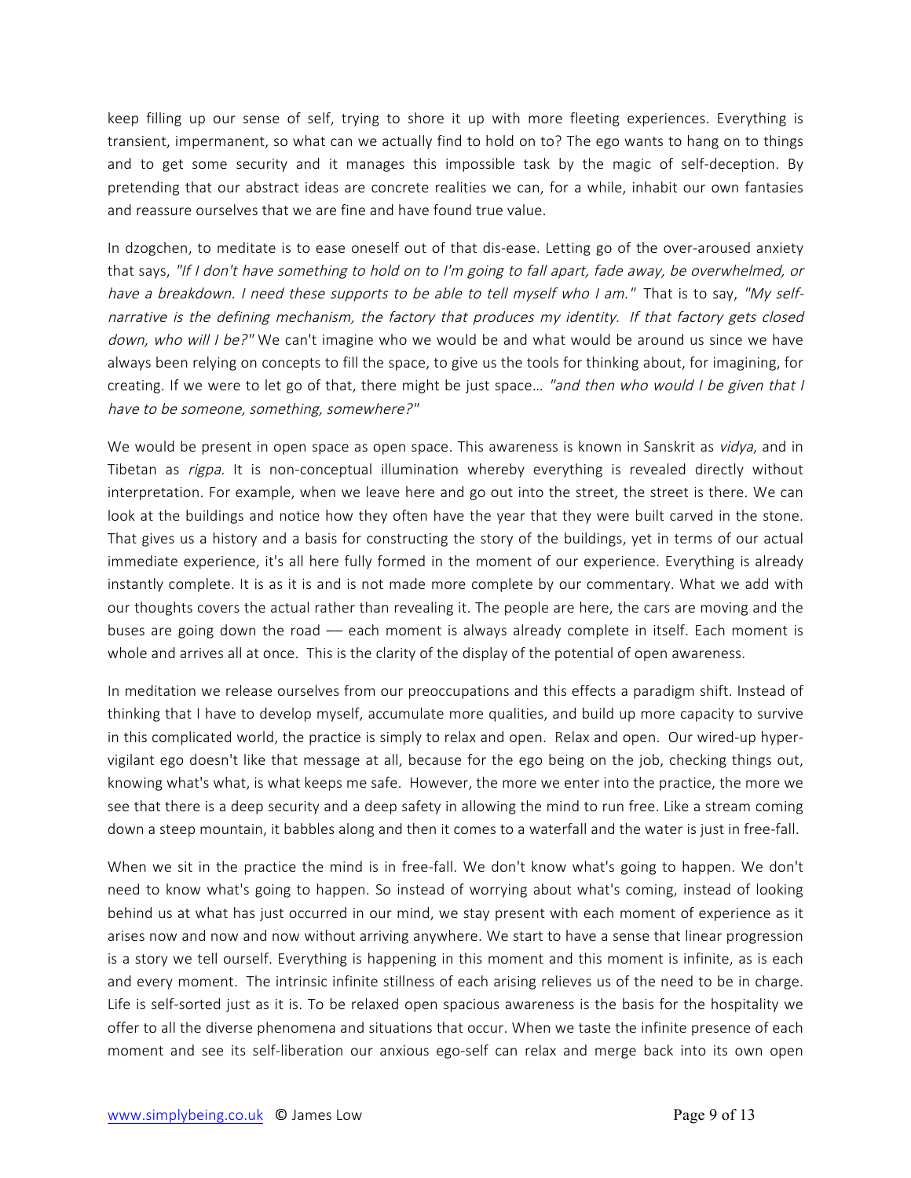keep filling up our sense of self, trying to shore it up with more fleeting experiences. Everything is transient, impermanent, so what can we actually find to hold on to? The ego wants to hang on to things and to get some security and it manages this impossible task by the magic of self-deception. By pretending that our abstract ideas are concrete realities we can, for a while, inhabit our own fantasies and reassure ourselves that we are fine and have found true value.

In dzogchen, to meditate is to ease oneself out of that dis-ease. Letting go of the over-aroused anxiety that says, *"If I don't have something to hold on to I'm going to fall apart, fade away, be overwhelmed, or have a breakdown. I need these supports to be able to tell myself who I am."* That is to say, *"My self-narrative is the defining mechanism, the factory that produces my identity. If that factory gets closed down, who will I be?"* We can't imagine who we would be and what would be around us since we have always been relying on concepts to fill the space, to give us the tools for thinking about, for imagining, for creating. If we were to let go of that, there might be just space… *"and then who would I be given that I have to be someone, something, somewhere?"*

We would be present in open space as open space. This awareness is known in Sanskrit as *vidya*, and in Tibetan as *rigpa*. It is non-conceptual illumination whereby everything is revealed directly without interpretation. For example, when we leave here and go out into the street, the street is there. We can look at the buildings and notice how they often have the year that they were built carved in the stone. That gives us a history and a basis for constructing the story of the buildings, yet in terms of our actual immediate experience, it's all here fully formed in the moment of our experience. Everything is already instantly complete. It is as it is and is not made more complete by our commentary. What we add with our thoughts covers the actual rather than revealing it. The people are here, the cars are moving and the buses are going down the road — each moment is always already complete in itself. Each moment is whole and arrives all at once. This is the clarity of the display of the potential of open awareness.

In meditation we release ourselves from our preoccupations and this effects a paradigm shift. Instead of thinking that I have to develop myself, accumulate more qualities, and build up more capacity to survive in this complicated world, the practice is simply to relax and open. Relax and open. Our wired-up hyper-vigilant ego doesn't like that message at all, because for the ego being on the job, checking things out, knowing what's what, is what keeps me safe. However, the more we enter into the practice, the more we see that there is a deep security and a deep safety in allowing the mind to run free. Like a stream coming down a steep mountain, it babbles along and then it comes to a waterfall and the water is just in free-fall.

When we sit in the practice the mind is in free-fall. We don't know what's going to happen. We don't need to know what's going to happen. So instead of worrying about what's coming, instead of looking behind us at what has just occurred in our mind, we stay present with each moment of experience as it arises now and now and now without arriving anywhere. We start to have a sense that linear progression is a story we tell ourself. Everything is happening in this moment and this moment is infinite, as is each and every moment. The intrinsic infinite stillness of each arising relieves us of the need to be in charge. Life is self-sorted just as it is. To be relaxed open spacious awareness is the basis for the hospitality we offer to all the diverse phenomena and situations that occur. When we taste the infinite presence of each moment and see its self-liberation our anxious ego-self can relax and merge back into its own open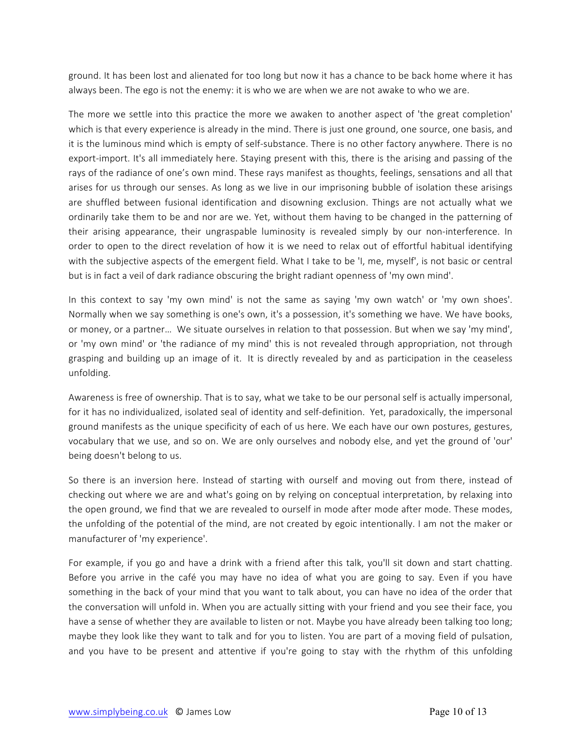ground. It has been lost and alienated for too long but now it has a chance to be back home where it has always been. The ego is not the enemy: it is who we are when we are not awake to who we are.

The more we settle into this practice the more we awaken to another aspect of 'the great completion' which is that every experience is already in the mind. There is just one ground, one source, one basis, and it is the luminous mind which is empty of self-substance. There is no other factory anywhere. There is no export-import. It's all immediately here. Staying present with this, there is the arising and passing of the rays of the radiance of one's own mind. These rays manifest as thoughts, feelings, sensations and all that arises for us through our senses. As long as we live in our imprisoning bubble of isolation these arisings are shuffled between fusional identification and disowning exclusion. Things are not actually what we ordinarily take them to be and nor are we. Yet, without them having to be changed in the patterning of their arising appearance, their ungraspable luminosity is revealed simply by our non-interference. In order to open to the direct revelation of how it is we need to relax out of effortful habitual identifying with the subjective aspects of the emergent field. What I take to be 'I, me, myself', is not basic or central but is in fact a veil of dark radiance obscuring the bright radiant openness of 'my own mind'.

In this context to say 'my own mind' is not the same as saying 'my own watch' or 'my own shoes'. Normally when we say something is one's own, it's a possession, it's something we have. We have books, or money, or a partner… We situate ourselves in relation to that possession. But when we say 'my mind', or 'my own mind' or 'the radiance of my mind' this is not revealed through appropriation, not through grasping and building up an image of it. It is directly revealed by and as participation in the ceaseless unfolding.

Awareness is free of ownership. That is to say, what we take to be our personal self is actually impersonal, for it has no individualized, isolated seal of identity and self-definition. Yet, paradoxically, the impersonal ground manifests as the unique specificity of each of us here. We each have our own postures, gestures, vocabulary that we use, and so on. We are only ourselves and nobody else, and yet the ground of 'our' being doesn't belong to us.

So there is an inversion here. Instead of starting with ourself and moving out from there, instead of checking out where we are and what's going on by relying on conceptual interpretation, by relaxing into the open ground, we find that we are revealed to ourself in mode after mode after mode. These modes, the unfolding of the potential of the mind, are not created by egoic intentionally. I am not the maker or manufacturer of 'my experience'.

For example, if you go and have a drink with a friend after this talk, you'll sit down and start chatting. Before you arrive in the café you may have no idea of what you are going to say. Even if you have something in the back of your mind that you want to talk about, you can have no idea of the order that the conversation will unfold in. When you are actually sitting with your friend and you see their face, you have a sense of whether they are available to listen or not. Maybe you have already been talking too long; maybe they look like they want to talk and for you to listen. You are part of a moving field of pulsation, and you have to be present and attentive if you're going to stay with the rhythm of this unfolding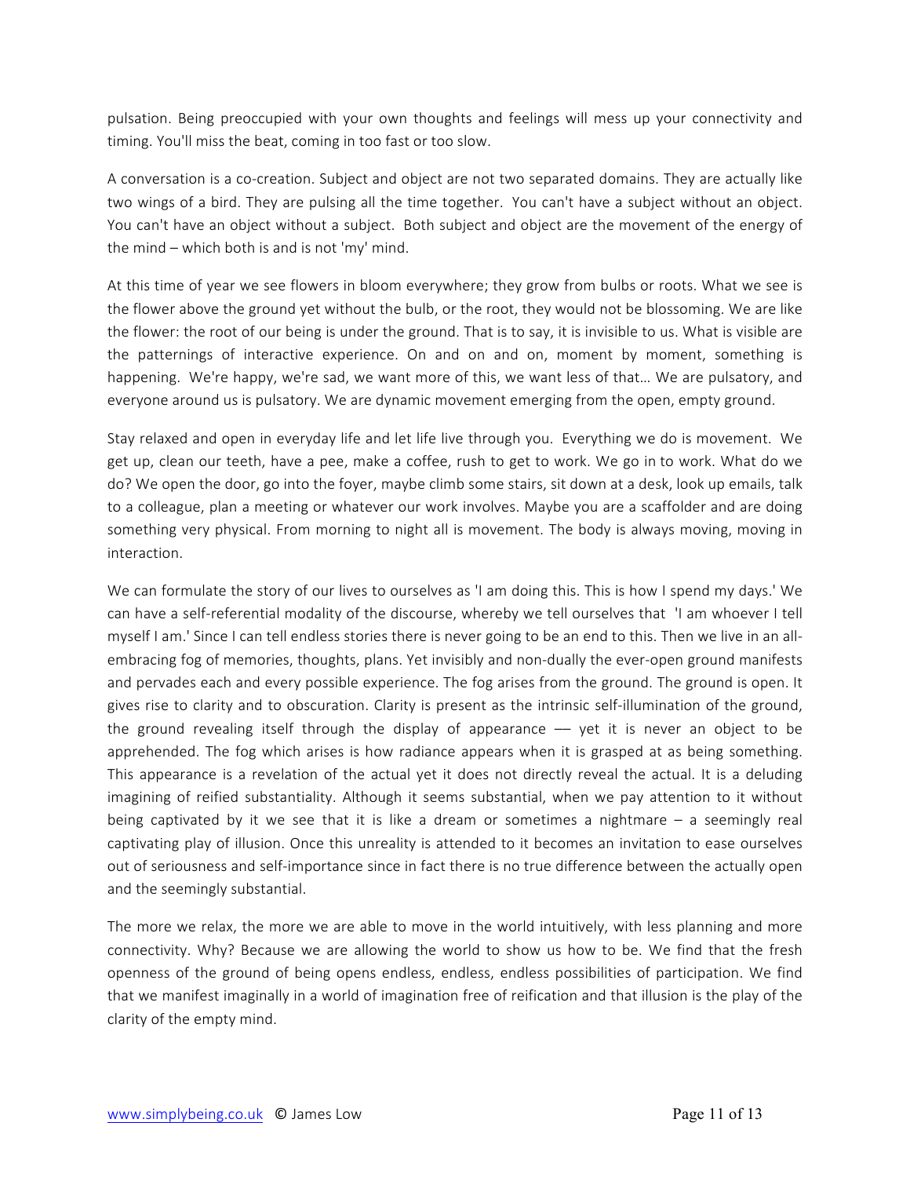pulsation. Being preoccupied with your own thoughts and feelings will mess up your connectivity and timing. You'll miss the beat, coming in too fast or too slow.

A conversation is a co-creation. Subject and object are not two separated domains. They are actually like two wings of a bird. They are pulsing all the time together. You can't have a subject without an object. You can't have an object without a subject. Both subject and object are the movement of the energy of the mind – which both is and is not 'my' mind.

At this time of year we see flowers in bloom everywhere; they grow from bulbs or roots. What we see is the flower above the ground yet without the bulb, or the root, they would not be blossoming. We are like the flower: the root of our being is under the ground. That is to say, it is invisible to us. What is visible are the patternings of interactive experience. On and on and on, moment by moment, something is happening. We're happy, we're sad, we want more of this, we want less of that… We are pulsatory, and everyone around us is pulsatory. We are dynamic movement emerging from the open, empty ground.

Stay relaxed and open in everyday life and let life live through you. Everything we do is movement. We get up, clean our teeth, have a pee, make a coffee, rush to get to work. We go in to work. What do we do? We open the door, go into the foyer, maybe climb some stairs, sit down at a desk, look up emails, talk to a colleague, plan a meeting or whatever our work involves. Maybe you are a scaffolder and are doing something very physical. From morning to night all is movement. The body is always moving, moving in interaction.

We can formulate the story of our lives to ourselves as 'I am doing this. This is how I spend my days.' We can have a self-referential modality of the discourse, whereby we tell ourselves that 'I am whoever I tell myself I am.' Since I can tell endless stories there is never going to be an end to this. Then we live in an all-embracing fog of memories, thoughts, plans. Yet invisibly and non-dually the ever-open ground manifests and pervades each and every possible experience. The fog arises from the ground. The ground is open. It gives rise to clarity and to obscuration. Clarity is present as the intrinsic self-illumination of the ground, the ground revealing itself through the display of appearance — yet it is never an object to be apprehended. The fog which arises is how radiance appears when it is grasped at as being something. This appearance is a revelation of the actual yet it does not directly reveal the actual. It is a deluding imagining of reified substantiality. Although it seems substantial, when we pay attention to it without being captivated by it we see that it is like a dream or sometimes a nightmare – a seemingly real captivating play of illusion. Once this unreality is attended to it becomes an invitation to ease ourselves out of seriousness and self-importance since in fact there is no true difference between the actually open and the seemingly substantial.

The more we relax, the more we are able to move in the world intuitively, with less planning and more connectivity. Why? Because we are allowing the world to show us how to be. We find that the fresh openness of the ground of being opens endless, endless, endless possibilities of participation. We find that we manifest imaginally in a world of imagination free of reification and that illusion is the play of the clarity of the empty mind.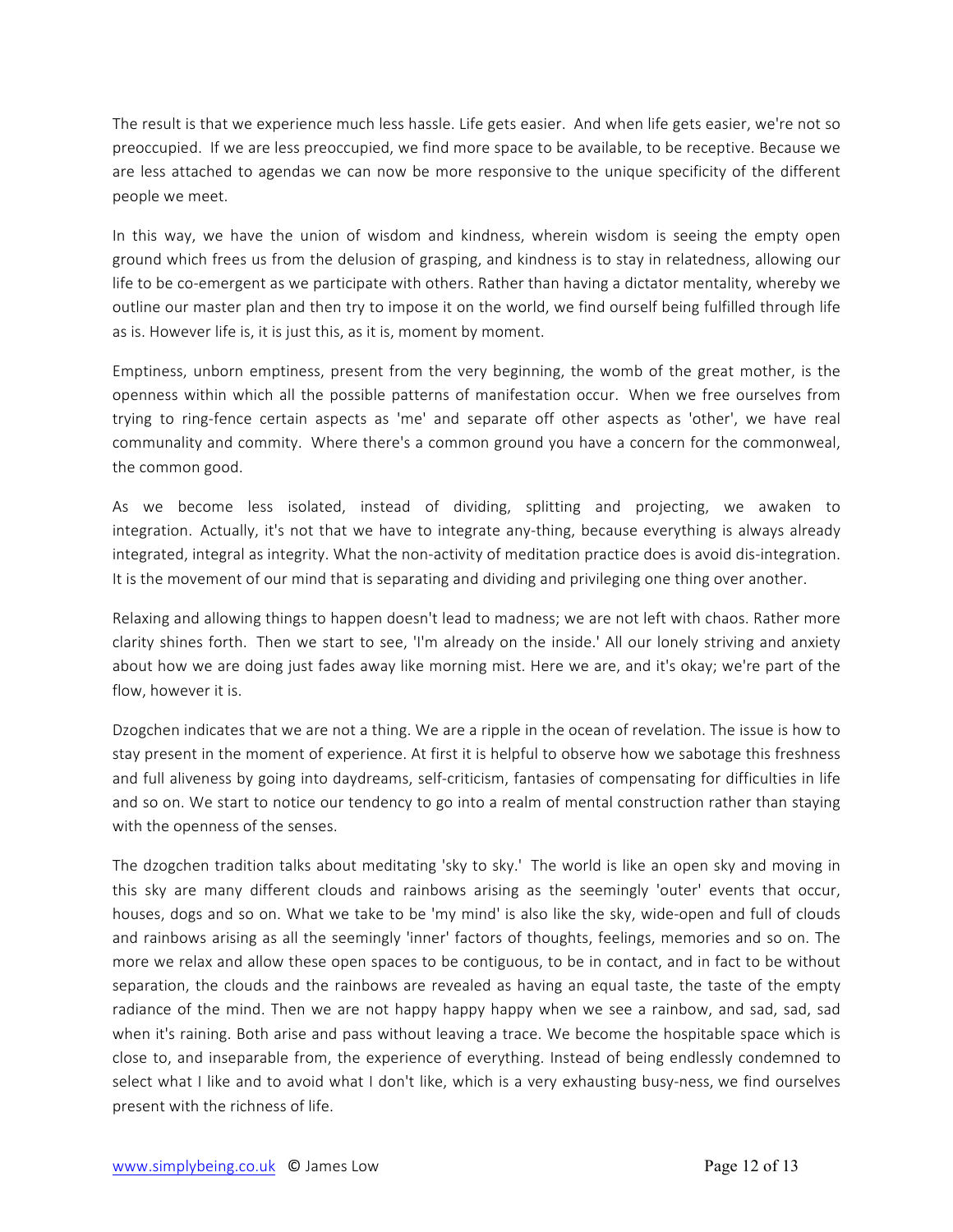The result is that we experience much less hassle. Life gets easier. And when life gets easier, we're not so preoccupied. If we are less preoccupied, we find more space to be available, to be receptive. Because we are less attached to agendas we can now be more responsive to the unique specificity of the different people we meet.

In this way, we have the union of wisdom and kindness, wherein wisdom is seeing the empty open ground which frees us from the delusion of grasping, and kindness is to stay in relatedness, allowing our life to be co-emergent as we participate with others. Rather than having a dictator mentality, whereby we outline our master plan and then try to impose it on the world, we find ourself being fulfilled through life as is. However life is, it is just this, as it is, moment by moment.

Emptiness, unborn emptiness, present from the very beginning, the womb of the great mother, is the openness within which all the possible patterns of manifestation occur. When we free ourselves from trying to ring-fence certain aspects as 'me' and separate off other aspects as 'other', we have real communality and commity. Where there's a common ground you have a concern for the commonweal, the common good.

As we become less isolated, instead of dividing, splitting and projecting, we awaken to integration. Actually, it's not that we have to integrate any-thing, because everything is always already integrated, integral as integrity. What the non-activity of meditation practice does is avoid dis-integration. It is the movement of our mind that is separating and dividing and privileging one thing over another.

Relaxing and allowing things to happen doesn't lead to madness; we are not left with chaos. Rather more clarity shines forth. Then we start to see, 'I'm already on the inside.' All our lonely striving and anxiety about how we are doing just fades away like morning mist. Here we are, and it's okay; we're part of the flow, however it is.

Dzogchen indicates that we are not a thing. We are a ripple in the ocean of revelation. The issue is how to stay present in the moment of experience. At first it is helpful to observe how we sabotage this freshness and full aliveness by going into daydreams, self-criticism, fantasies of compensating for difficulties in life and so on. We start to notice our tendency to go into a realm of mental construction rather than staying with the openness of the senses.

The dzogchen tradition talks about meditating 'sky to sky.' The world is like an open sky and moving in this sky are many different clouds and rainbows arising as the seemingly 'outer' events that occur, houses, dogs and so on. What we take to be 'my mind' is also like the sky, wide-open and full of clouds and rainbows arising as all the seemingly 'inner' factors of thoughts, feelings, memories and so on. The more we relax and allow these open spaces to be contiguous, to be in contact, and in fact to be without separation, the clouds and the rainbows are revealed as having an equal taste, the taste of the empty radiance of the mind. Then we are not happy happy happy when we see a rainbow, and sad, sad, sad when it's raining. Both arise and pass without leaving a trace. We become the hospitable space which is close to, and inseparable from, the experience of everything. Instead of being endlessly condemned to select what I like and to avoid what I don't like, which is a very exhausting busy-ness, we find ourselves present with the richness of life.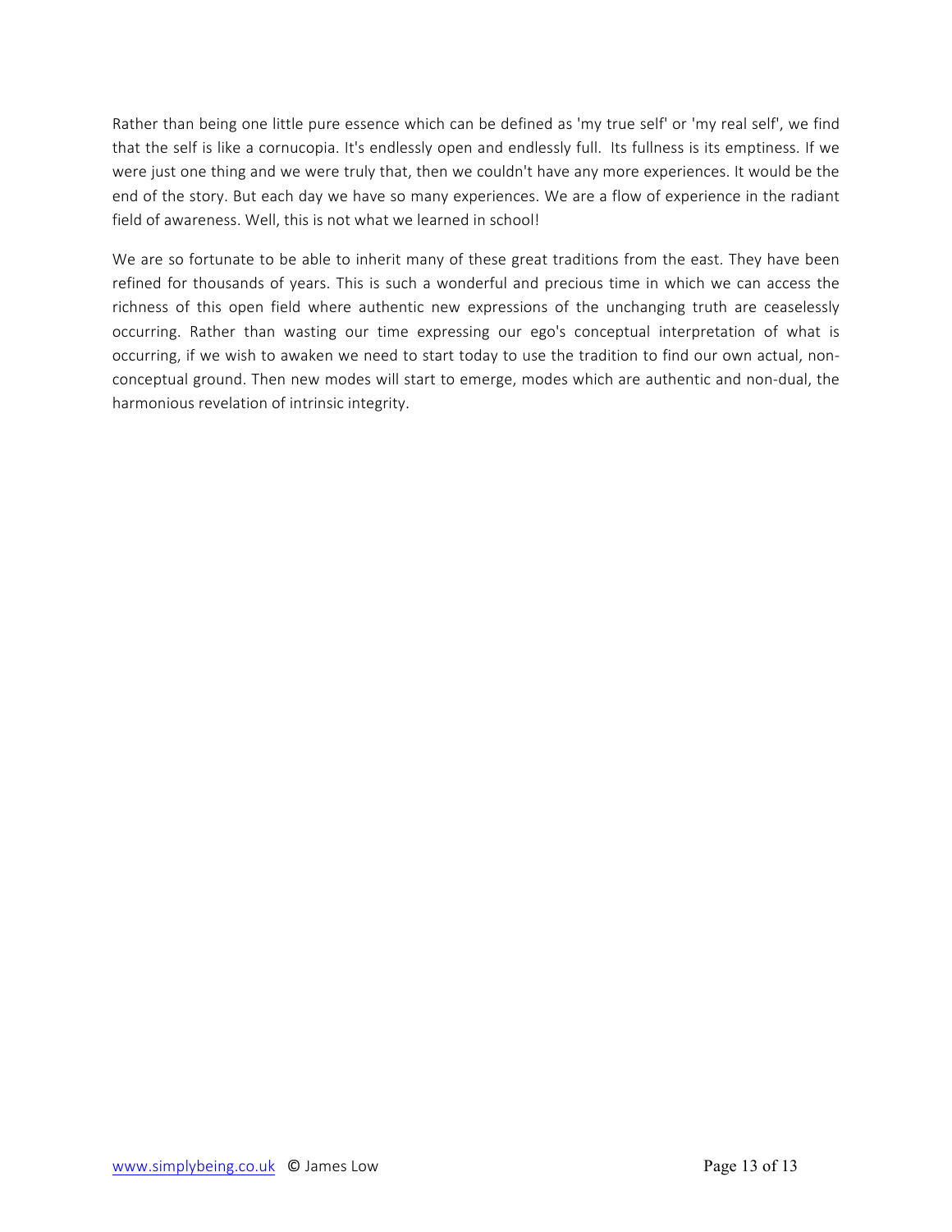Rather than being one little pure essence which can be defined as 'my true self' or 'my real self', we find that the self is like a cornucopia. It's endlessly open and endlessly full. Its fullness is its emptiness. If we were just one thing and we were truly that, then we couldn't have any more experiences. It would be the end of the story. But each day we have so many experiences. We are a flow of experience in the radiant field of awareness. Well, this is not what we learned in school!

We are so fortunate to be able to inherit many of these great traditions from the east. They have been refined for thousands of years. This is such a wonderful and precious time in which we can access the richness of this open field where authentic new expressions of the unchanging truth are ceaselessly occurring. Rather than wasting our time expressing our ego's conceptual interpretation of what is occurring, if we wish to awaken we need to start today to use the tradition to find our own actual, non-conceptual ground. Then new modes will start to emerge, modes which are authentic and non-dual, the harmonious revelation of intrinsic integrity.